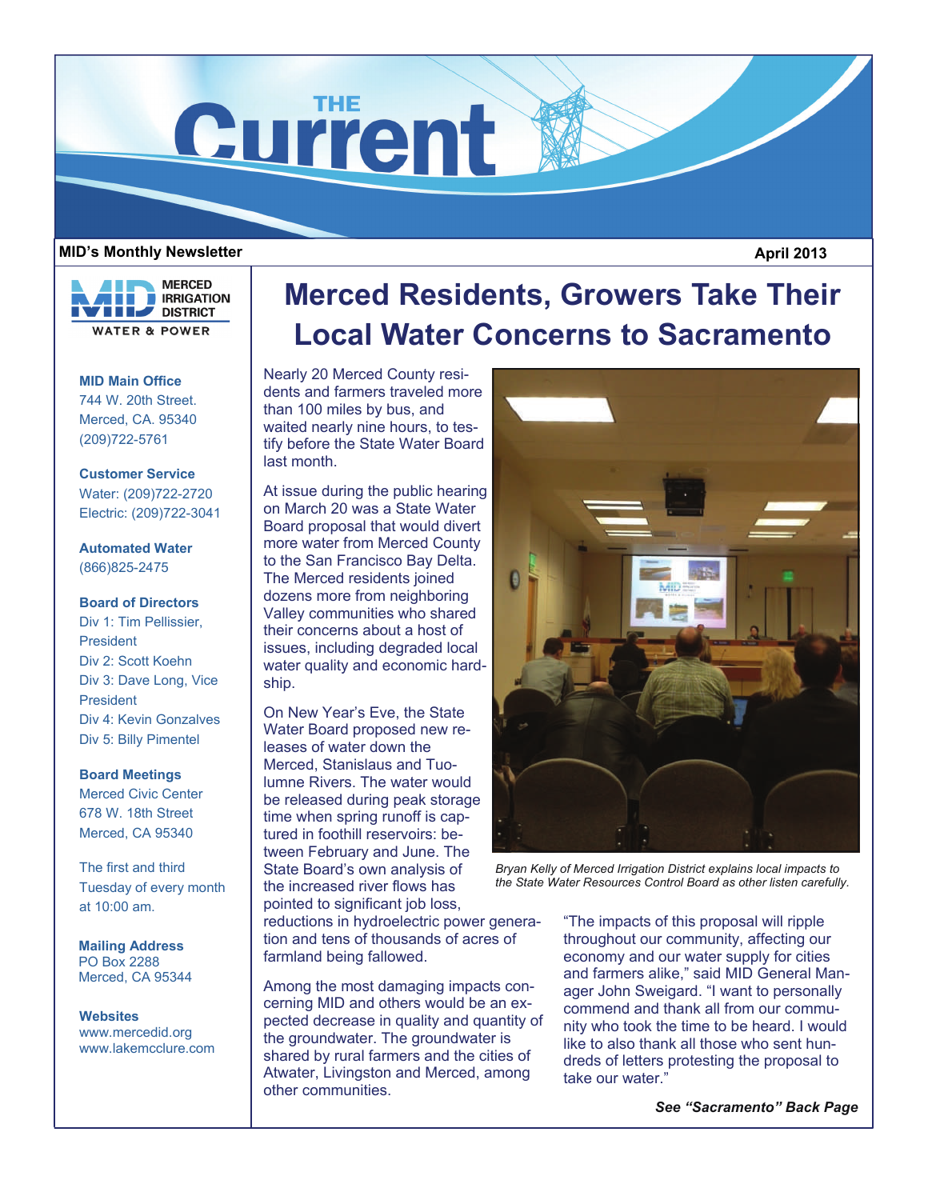# THE Current

**MID's Monthly Newsletter**

**April 2013**

MERCED IRRIGATION DISTRICT
WATER & POWER

**MID Main Office**
744 W. 20th Street.
Merced, CA. 95340
(209)722-5761

**Customer Service**
Water: (209)722-2720
Electric: (209)722-3041

**Automated Water**
(866)825-2475

**Board of Directors**
Div 1: Tim Pellissier, President
Div 2: Scott Koehn
Div 3: Dave Long, Vice President
Div 4: Kevin Gonzalves
Div 5: Billy Pimentel

**Board Meetings**
Merced Civic Center
678 W. 18th Street
Merced, CA 95340

The first and third Tuesday of every month at 10:00 am.

**Mailing Address**
PO Box 2288
Merced, CA 95344

**Websites**
www.mercedid.org
www.lakemcclure.com

## Merced Residents, Growers Take Their Local Water Concerns to Sacramento

Nearly 20 Merced County residents and farmers traveled more than 100 miles by bus, and waited nearly nine hours, to testify before the State Water Board last month.

At issue during the public hearing on March 20 was a State Water Board proposal that would divert more water from Merced County to the San Francisco Bay Delta. The Merced residents joined dozens more from neighboring Valley communities who shared their concerns about a host of issues, including degraded local water quality and economic hardship.

On New Year's Eve, the State Water Board proposed new releases of water down the Merced, Stanislaus and Tuolumne Rivers. The water would be released during peak storage time when spring runoff is captured in foothill reservoirs: between February and June. The State Board's own analysis of the increased river flows has pointed to significant job loss, reductions in hydroelectric power generation and tens of thousands of acres of farmland being fallowed.

*Bryan Kelly of Merced Irrigation District explains local impacts to the State Water Resources Control Board as other listen carefully.*

Among the most damaging impacts concerning MID and others would be an expected decrease in quality and quantity of the groundwater. The groundwater is shared by rural farmers and the cities of Atwater, Livingston and Merced, among other communities.

"The impacts of this proposal will ripple throughout our community, affecting our economy and our water supply for cities and farmers alike," said MID General Manager John Sweigard. "I want to personally commend and thank all from our community who took the time to be heard. I would like to also thank all those who sent hundreds of letters protesting the proposal to take our water."

***See "Sacramento" Back Page***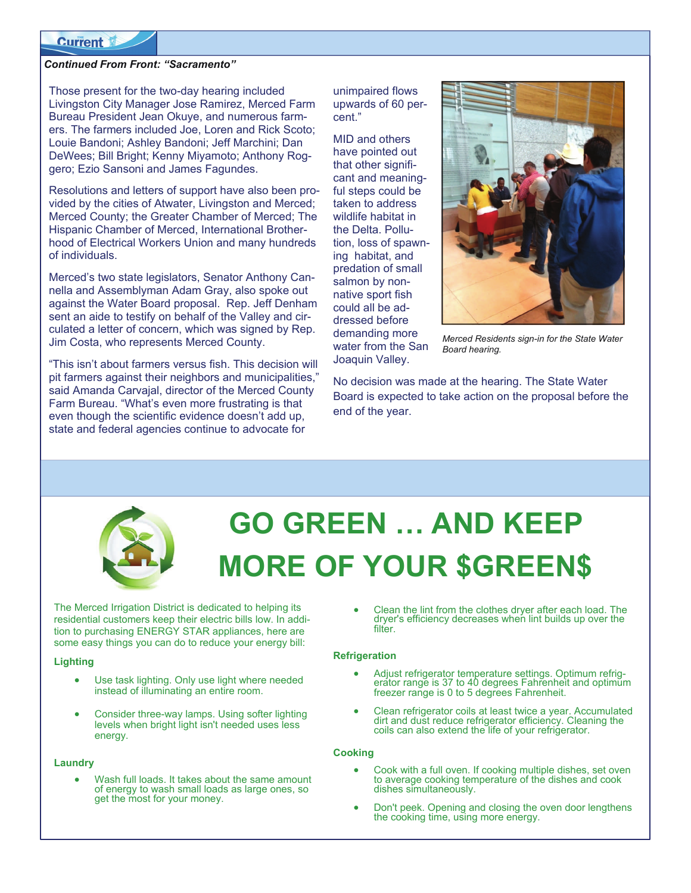*Continued From Front: "Sacramento"*

Those present for the two-day hearing included Livingston City Manager Jose Ramirez, Merced Farm Bureau President Jean Okuye, and numerous farmers. The farmers included Joe, Loren and Rick Scoto; Louie Bandoni; Ashley Bandoni; Jeff Marchini; Dan DeWees; Bill Bright; Kenny Miyamoto; Anthony Roggero; Ezio Sansoni and James Fagundes.

Resolutions and letters of support have also been provided by the cities of Atwater, Livingston and Merced; Merced County; the Greater Chamber of Merced; The Hispanic Chamber of Merced, International Brotherhood of Electrical Workers Union and many hundreds of individuals.

Merced's two state legislators, Senator Anthony Cannella and Assemblyman Adam Gray, also spoke out against the Water Board proposal. Rep. Jeff Denham sent an aide to testify on behalf of the Valley and circulated a letter of concern, which was signed by Rep. Jim Costa, who represents Merced County.

"This isn't about farmers versus fish. This decision will pit farmers against their neighbors and municipalities," said Amanda Carvajal, director of the Merced County Farm Bureau. "What's even more frustrating is that even though the scientific evidence doesn't add up, state and federal agencies continue to advocate for unimpaired flows upwards of 60 percent."

MID and others have pointed out that other significant and meaningful steps could be taken to address wildlife habitat in the Delta. Pollution, loss of spawning habitat, and predation of small salmon by non-native sport fish could all be addressed before demanding more water from the San Joaquin Valley.

*Merced Residents sign-in for the State Water Board hearing.*

No decision was made at the hearing. The State Water Board is expected to take action on the proposal before the end of the year.

# GO GREEN … AND KEEP MORE OF YOUR $GREEN$

The Merced Irrigation District is dedicated to helping its residential customers keep their electric bills low. In addition to purchasing ENERGY STAR appliances, here are some easy things you can do to reduce your energy bill:

### Lighting

- Use task lighting. Only use light where needed instead of illuminating an entire room.
- Consider three-way lamps. Using softer lighting levels when bright light isn't needed uses less energy.

### Laundry

- Wash full loads. It takes about the same amount of energy to wash small loads as large ones, so get the most for your money.
- Clean the lint from the clothes dryer after each load. The dryer's efficiency decreases when lint builds up over the filter.

### Refrigeration

- Adjust refrigerator temperature settings. Optimum refrigerator range is 37 to 40 degrees Fahrenheit and optimum freezer range is 0 to 5 degrees Fahrenheit.
- Clean refrigerator coils at least twice a year. Accumulated dirt and dust reduce refrigerator efficiency. Cleaning the coils can also extend the life of your refrigerator.

### Cooking

- Cook with a full oven. If cooking multiple dishes, set oven to average cooking temperature of the dishes and cook dishes simultaneously.
- Don't peek. Opening and closing the oven door lengthens the cooking time, using more energy.